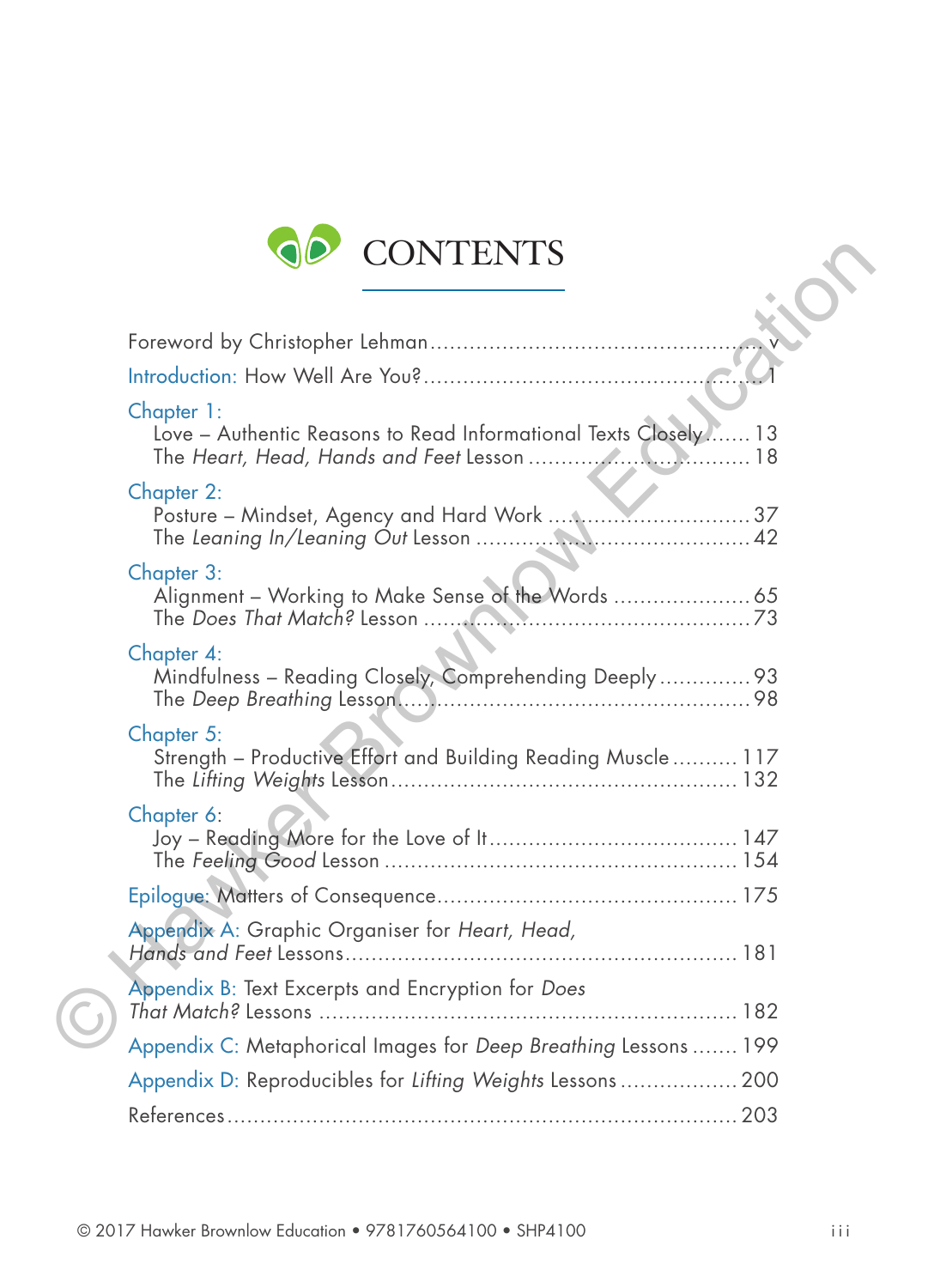# CONTENTS

Foreword by Christopher Lehman .................................................. v

Introduction: How Well Are You? .................................................. 1

Chapter 1:
- Love – Authentic Reasons to Read Informational Texts Closely ...... 13
- The *Heart, Head, Hands and Feet* Lesson ................................. 18

Chapter 2:
- Posture – Mindset, Agency and Hard Work ................................ 37
- The *Leaning In/Leaning Out* Lesson ........................................ 42

Chapter 3:
- Alignment – Working to Make Sense of the Words ..................... 65
- The *Does That Match?* Lesson .................................................. 73

Chapter 4:
- Mindfulness – Reading Closely, Comprehending Deeply ............. 93
- The *Deep Breathing* Lesson ..................................................... 98

Chapter 5:
- Strength – Productive Effort and Building Reading Muscle .......... 117
- The *Lifting Weights* Lesson .................................................... 132

Chapter 6:
- Joy – Reading More for the Love of It ..................................... 147
- The *Feeling Good* Lesson ....................................................... 154

Epilogue: Matters of Consequence ................................................ 175

Appendix A: Graphic Organiser for *Heart, Head, Hands and Feet* Lessons ................................................ 181

Appendix B: Text Excerpts and Encryption for *Does That Match?* Lessons ................................................ 182

Appendix C: Metaphorical Images for *Deep Breathing* Lessons ....... 199

Appendix D: Reproducibles for *Lifting Weights* Lessons .................. 200

References ........................................................................... 203

© 2017 Hawker Brownlow Education • 9781760564100 • SHP4100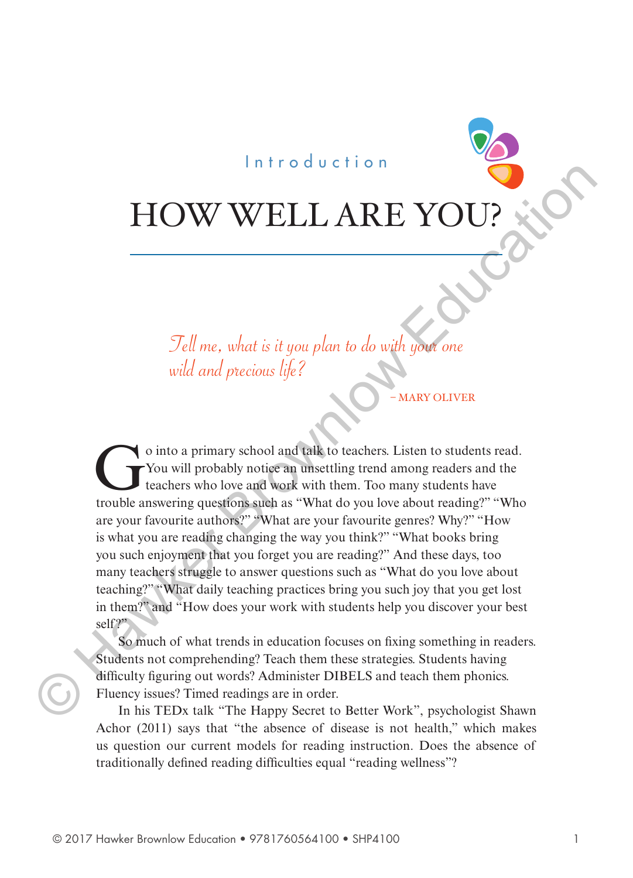Introduction

# HOW WELL ARE YOU?

*Tell me, what is it you plan to do with your one wild and precious life?*

– MARY OLIVER

Go into a primary school and talk to teachers. Listen to students read. You will probably notice an unsettling trend among readers and the teachers who love and work with them. Too many students have trouble answering questions such as "What do you love about reading?" "Who are your favourite authors?" "What are your favourite genres? Why?" "How is what you are reading changing the way you think?" "What books bring you such enjoyment that you forget you are reading?" And these days, too many teachers struggle to answer questions such as "What do you love about teaching?" "What daily teaching practices bring you such joy that you get lost in them?" and "How does your work with students help you discover your best self?"

So much of what trends in education focuses on fixing something in readers. Students not comprehending? Teach them these strategies. Students having difficulty figuring out words? Administer DIBELS and teach them phonics. Fluency issues? Timed readings are in order.

In his TEDx talk "The Happy Secret to Better Work", psychologist Shawn Achor (2011) says that "the absence of disease is not health," which makes us question our current models for reading instruction. Does the absence of traditionally defined reading difficulties equal "reading wellness"?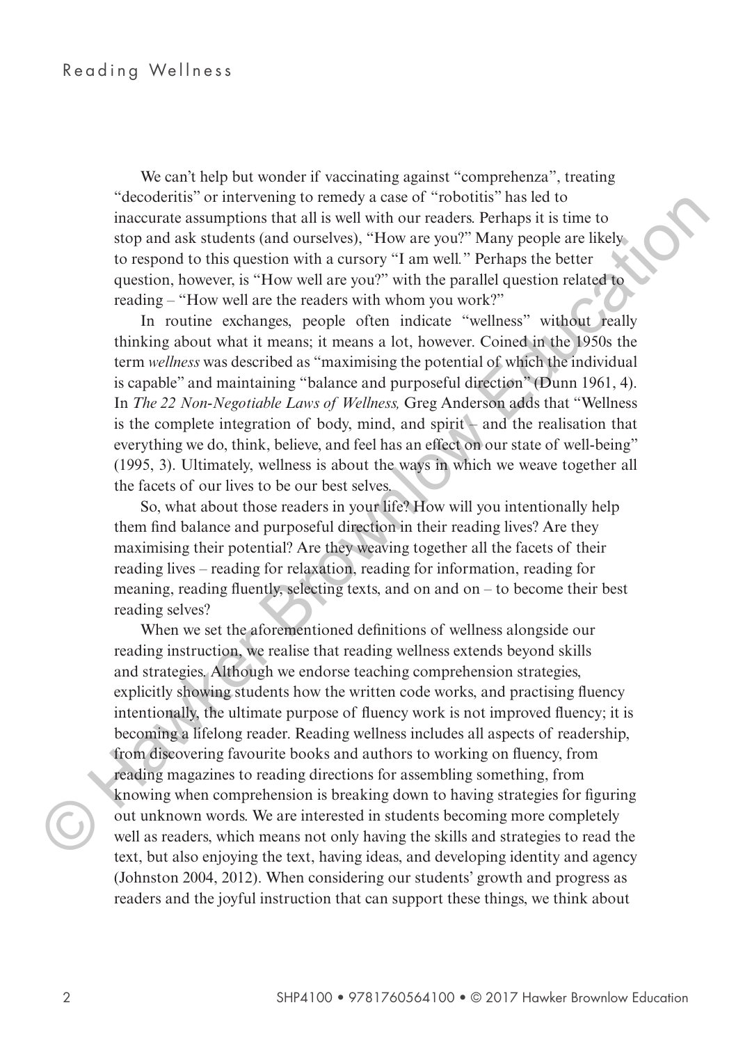We can't help but wonder if vaccinating against "comprehenza", treating "decoderitis" or intervening to remedy a case of "robotitis" has led to inaccurate assumptions that all is well with our readers. Perhaps it is time to stop and ask students (and ourselves), "How are you?" Many people are likely to respond to this question with a cursory "I am well." Perhaps the better question, however, is "How well are you?" with the parallel question related to reading – "How well are the readers with whom you work?"

In routine exchanges, people often indicate "wellness" without really thinking about what it means; it means a lot, however. Coined in the 1950s the term *wellness* was described as "maximising the potential of which the individual is capable" and maintaining "balance and purposeful direction" (Dunn 1961, 4). In *The 22 Non-Negotiable Laws of Wellness,* Greg Anderson adds that "Wellness is the complete integration of body, mind, and spirit – and the realisation that everything we do, think, believe, and feel has an effect on our state of well-being" (1995, 3). Ultimately, wellness is about the ways in which we weave together all the facets of our lives to be our best selves.

So, what about those readers in your life? How will you intentionally help them find balance and purposeful direction in their reading lives? Are they maximising their potential? Are they weaving together all the facets of their reading lives – reading for relaxation, reading for information, reading for meaning, reading fluently, selecting texts, and on and on – to become their best reading selves?

When we set the aforementioned definitions of wellness alongside our reading instruction, we realise that reading wellness extends beyond skills and strategies. Although we endorse teaching comprehension strategies, explicitly showing students how the written code works, and practising fluency intentionally, the ultimate purpose of fluency work is not improved fluency; it is becoming a lifelong reader. Reading wellness includes all aspects of readership, from discovering favourite books and authors to working on fluency, from reading magazines to reading directions for assembling something, from knowing when comprehension is breaking down to having strategies for figuring out unknown words. We are interested in students becoming more completely well as readers, which means not only having the skills and strategies to read the text, but also enjoying the text, having ideas, and developing identity and agency (Johnston 2004, 2012). When considering our students' growth and progress as readers and the joyful instruction that can support these things, we think about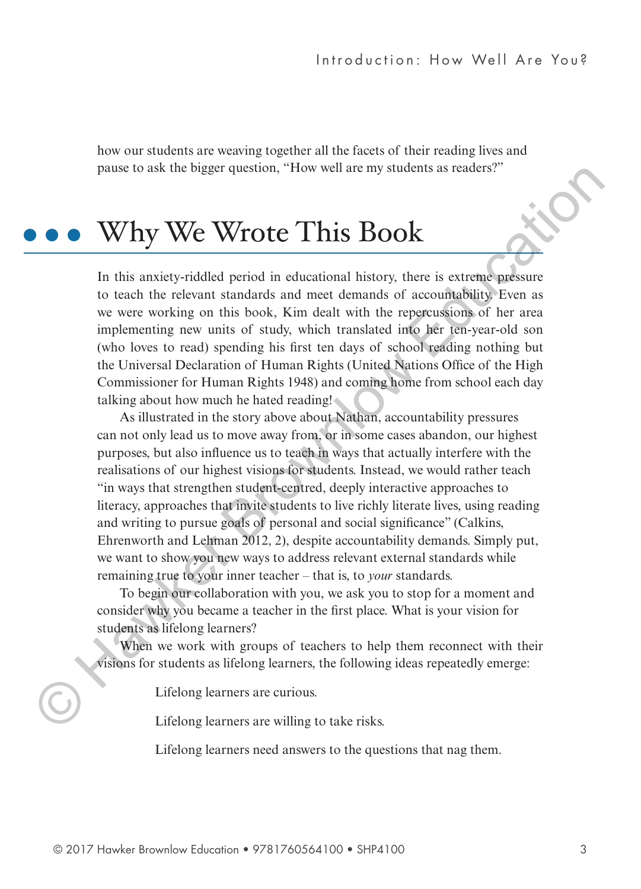how our students are weaving together all the facets of their reading lives and pause to ask the bigger question, "How well are my students as readers?"

## Why We Wrote This Book

In this anxiety-riddled period in educational history, there is extreme pressure to teach the relevant standards and meet demands of accountability. Even as we were working on this book, Kim dealt with the repercussions of her area implementing new units of study, which translated into her ten-year-old son (who loves to read) spending his first ten days of school reading nothing but the Universal Declaration of Human Rights (United Nations Office of the High Commissioner for Human Rights 1948) and coming home from school each day talking about how much he hated reading!

As illustrated in the story above about Nathan, accountability pressures can not only lead us to move away from, or in some cases abandon, our highest purposes, but also influence us to teach in ways that actually interfere with the realisations of our highest visions for students. Instead, we would rather teach "in ways that strengthen student-centred, deeply interactive approaches to literacy, approaches that invite students to live richly literate lives, using reading and writing to pursue goals of personal and social significance" (Calkins, Ehrenworth and Lehman 2012, 2), despite accountability demands. Simply put, we want to show you new ways to address relevant external standards while remaining true to your inner teacher – that is, to *your* standards.

To begin our collaboration with you, we ask you to stop for a moment and consider why you became a teacher in the first place. What is your vision for students as lifelong learners?

When we work with groups of teachers to help them reconnect with their visions for students as lifelong learners, the following ideas repeatedly emerge:

> Lifelong learners are curious.
>
> Lifelong learners are willing to take risks.
>
> Lifelong learners need answers to the questions that nag them.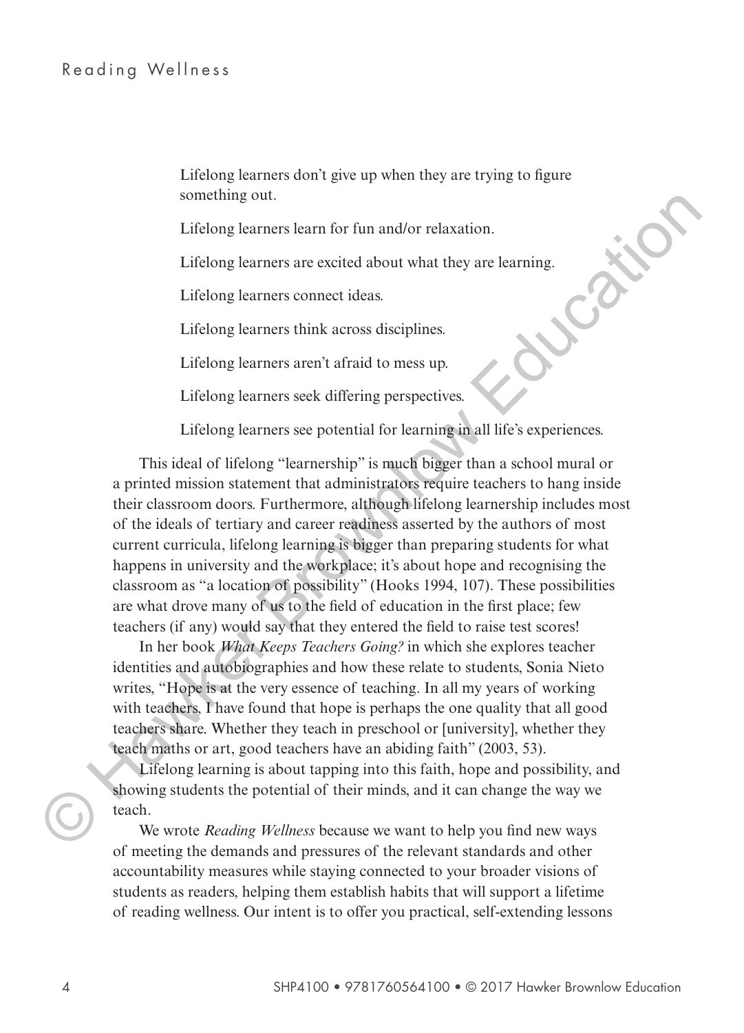Lifelong learners don't give up when they are trying to figure something out.

Lifelong learners learn for fun and/or relaxation.

Lifelong learners are excited about what they are learning.

Lifelong learners connect ideas.

Lifelong learners think across disciplines.

Lifelong learners aren't afraid to mess up.

Lifelong learners seek differing perspectives.

Lifelong learners see potential for learning in all life's experiences.

This ideal of lifelong "learnership" is much bigger than a school mural or a printed mission statement that administrators require teachers to hang inside their classroom doors. Furthermore, although lifelong learnership includes most of the ideals of tertiary and career readiness asserted by the authors of most current curricula, lifelong learning is bigger than preparing students for what happens in university and the workplace; it's about hope and recognising the classroom as "a location of possibility" (Hooks 1994, 107). These possibilities are what drove many of us to the field of education in the first place; few teachers (if any) would say that they entered the field to raise test scores!

In her book *What Keeps Teachers Going?* in which she explores teacher identities and autobiographies and how these relate to students, Sonia Nieto writes, "Hope is at the very essence of teaching. In all my years of working with teachers, I have found that hope is perhaps the one quality that all good teachers share. Whether they teach in preschool or [university], whether they teach maths or art, good teachers have an abiding faith" (2003, 53).

Lifelong learning is about tapping into this faith, hope and possibility, and showing students the potential of their minds, and it can change the way we teach.

We wrote *Reading Wellness* because we want to help you find new ways of meeting the demands and pressures of the relevant standards and other accountability measures while staying connected to your broader visions of students as readers, helping them establish habits that will support a lifetime of reading wellness. Our intent is to offer you practical, self-extending lessons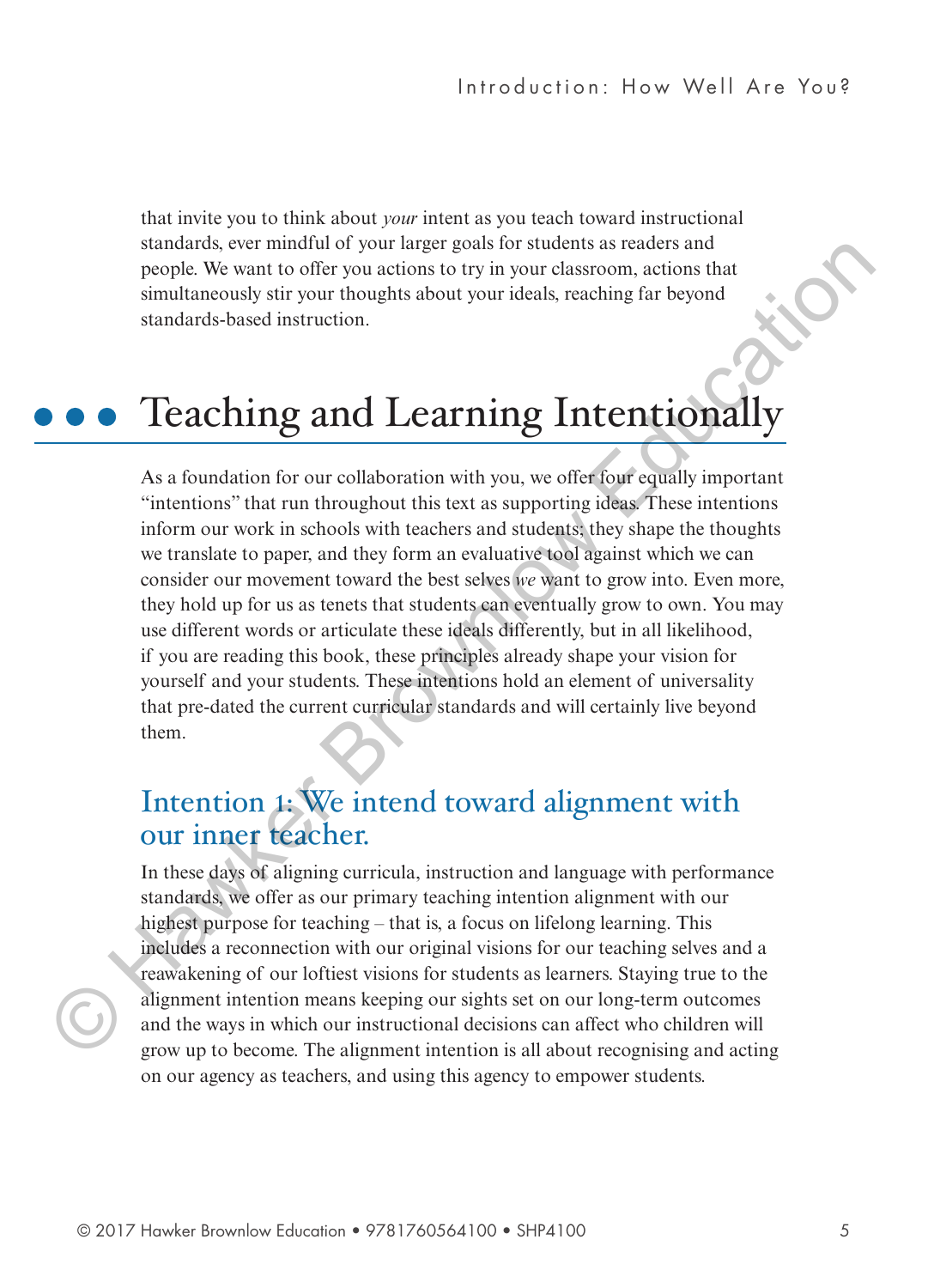that invite you to think about *your* intent as you teach toward instructional standards, ever mindful of your larger goals for students as readers and people. We want to offer you actions to try in your classroom, actions that simultaneously stir your thoughts about your ideals, reaching far beyond standards-based instruction.

## Teaching and Learning Intentionally

As a foundation for our collaboration with you, we offer four equally important "intentions" that run throughout this text as supporting ideas. These intentions inform our work in schools with teachers and students; they shape the thoughts we translate to paper, and they form an evaluative tool against which we can consider our movement toward the best selves *we* want to grow into. Even more, they hold up for us as tenets that students can eventually grow to own. You may use different words or articulate these ideals differently, but in all likelihood, if you are reading this book, these principles already shape your vision for yourself and your students. These intentions hold an element of universality that pre-dated the current curricular standards and will certainly live beyond them.

### Intention 1: We intend toward alignment with our inner teacher.

In these days of aligning curricula, instruction and language with performance standards, we offer as our primary teaching intention alignment with our highest purpose for teaching – that is, a focus on lifelong learning. This includes a reconnection with our original visions for our teaching selves and a reawakening of our loftiest visions for students as learners. Staying true to the alignment intention means keeping our sights set on our long-term outcomes and the ways in which our instructional decisions can affect who children will grow up to become. The alignment intention is all about recognising and acting on our agency as teachers, and using this agency to empower students.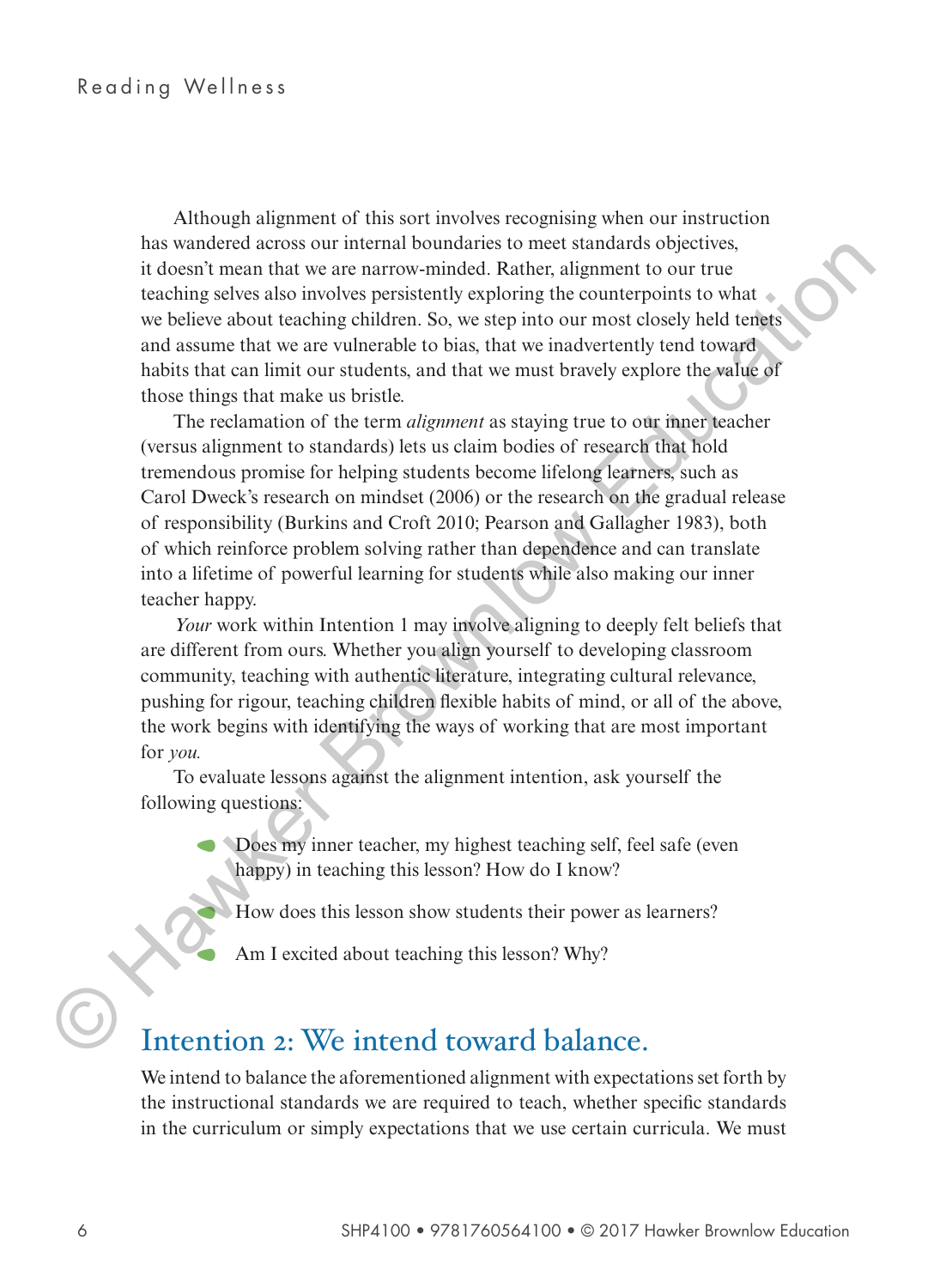Although alignment of this sort involves recognising when our instruction has wandered across our internal boundaries to meet standards objectives, it doesn't mean that we are narrow-minded. Rather, alignment to our true teaching selves also involves persistently exploring the counterpoints to what we believe about teaching children. So, we step into our most closely held tenets and assume that we are vulnerable to bias, that we inadvertently tend toward habits that can limit our students, and that we must bravely explore the value of those things that make us bristle.

The reclamation of the term *alignment* as staying true to our inner teacher (versus alignment to standards) lets us claim bodies of research that hold tremendous promise for helping students become lifelong learners, such as Carol Dweck's research on mindset (2006) or the research on the gradual release of responsibility (Burkins and Croft 2010; Pearson and Gallagher 1983), both of which reinforce problem solving rather than dependence and can translate into a lifetime of powerful learning for students while also making our inner teacher happy.

*Your* work within Intention 1 may involve aligning to deeply felt beliefs that are different from ours. Whether you align yourself to developing classroom community, teaching with authentic literature, integrating cultural relevance, pushing for rigour, teaching children flexible habits of mind, or all of the above, the work begins with identifying the ways of working that are most important for *you*.

To evaluate lessons against the alignment intention, ask yourself the following questions:

- Does my inner teacher, my highest teaching self, feel safe (even happy) in teaching this lesson? How do I know?
- How does this lesson show students their power as learners?
- Am I excited about teaching this lesson? Why?

## Intention 2: We intend toward balance.

We intend to balance the aforementioned alignment with expectations set forth by the instructional standards we are required to teach, whether specific standards in the curriculum or simply expectations that we use certain curricula. We must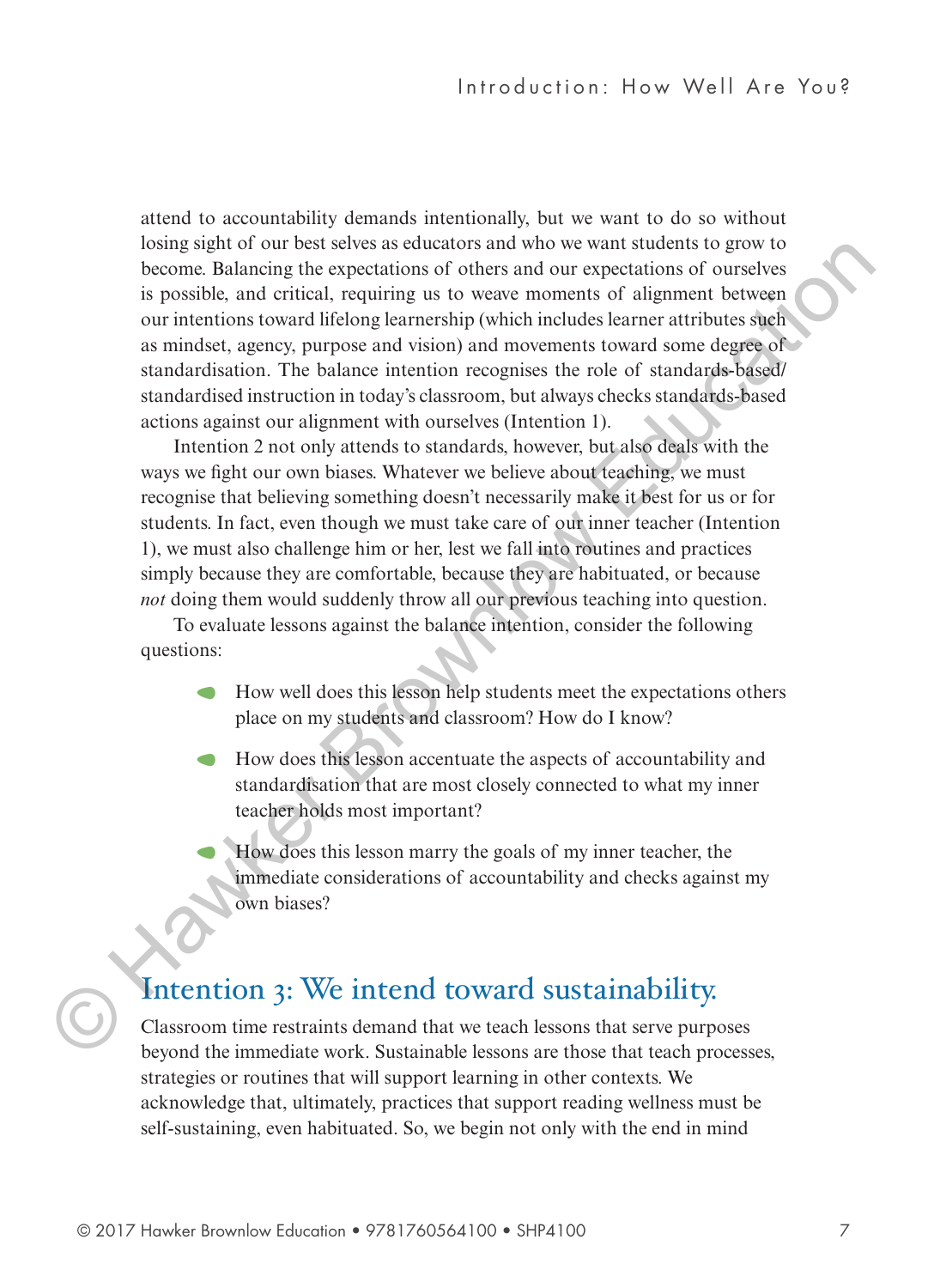attend to accountability demands intentionally, but we want to do so without losing sight of our best selves as educators and who we want students to grow to become. Balancing the expectations of others and our expectations of ourselves is possible, and critical, requiring us to weave moments of alignment between our intentions toward lifelong learnership (which includes learner attributes such as mindset, agency, purpose and vision) and movements toward some degree of standardisation. The balance intention recognises the role of standards-based/standardised instruction in today's classroom, but always checks standards-based actions against our alignment with ourselves (Intention 1).

Intention 2 not only attends to standards, however, but also deals with the ways we fight our own biases. Whatever we believe about teaching, we must recognise that believing something doesn't necessarily make it best for us or for students. In fact, even though we must take care of our inner teacher (Intention 1), we must also challenge him or her, lest we fall into routines and practices simply because they are comfortable, because they are habituated, or because *not* doing them would suddenly throw all our previous teaching into question.

To evaluate lessons against the balance intention, consider the following questions:

- How well does this lesson help students meet the expectations others place on my students and classroom? How do I know?
- How does this lesson accentuate the aspects of accountability and standardisation that are most closely connected to what my inner teacher holds most important?
- How does this lesson marry the goals of my inner teacher, the immediate considerations of accountability and checks against my own biases?

## Intention 3: We intend toward sustainability.

Classroom time restraints demand that we teach lessons that serve purposes beyond the immediate work. Sustainable lessons are those that teach processes, strategies or routines that will support learning in other contexts. We acknowledge that, ultimately, practices that support reading wellness must be self-sustaining, even habituated. So, we begin not only with the end in mind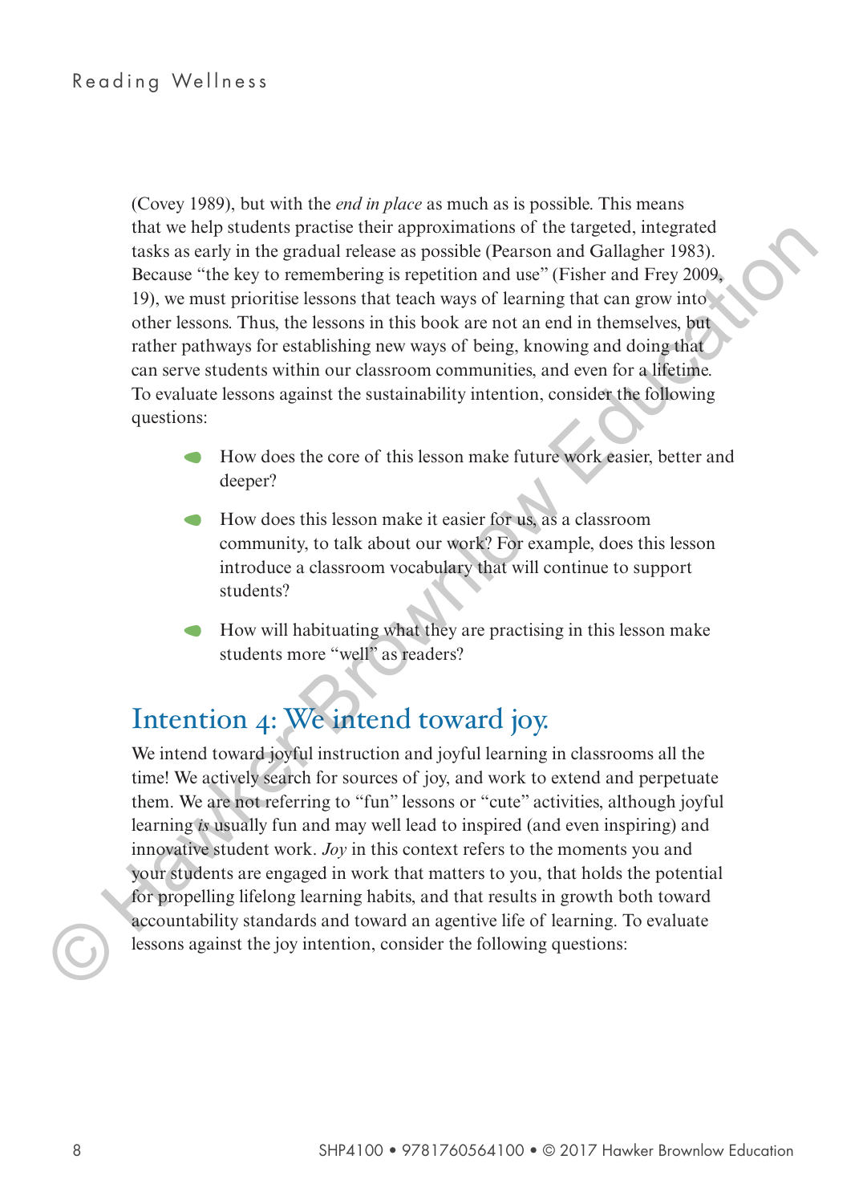(Covey 1989), but with the *end in place* as much as is possible. This means that we help students practise their approximations of the targeted, integrated tasks as early in the gradual release as possible (Pearson and Gallagher 1983). Because "the key to remembering is repetition and use" (Fisher and Frey 2009, 19), we must prioritise lessons that teach ways of learning that can grow into other lessons. Thus, the lessons in this book are not an end in themselves, but rather pathways for establishing new ways of being, knowing and doing that can serve students within our classroom communities, and even for a lifetime. To evaluate lessons against the sustainability intention, consider the following questions:

- How does the core of this lesson make future work easier, better and deeper?
- How does this lesson make it easier for us, as a classroom community, to talk about our work? For example, does this lesson introduce a classroom vocabulary that will continue to support students?
- How will habituating what they are practising in this lesson make students more "well" as readers?

## Intention 4: We intend toward joy.

We intend toward joyful instruction and joyful learning in classrooms all the time! We actively search for sources of joy, and work to extend and perpetuate them. We are not referring to "fun" lessons or "cute" activities, although joyful learning *is* usually fun and may well lead to inspired (and even inspiring) and innovative student work. *Joy* in this context refers to the moments you and your students are engaged in work that matters to you, that holds the potential for propelling lifelong learning habits, and that results in growth both toward accountability standards and toward an agentive life of learning. To evaluate lessons against the joy intention, consider the following questions: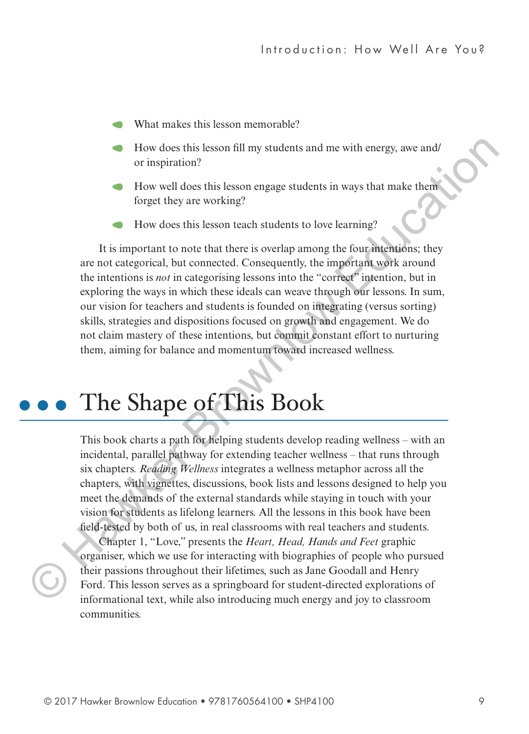- What makes this lesson memorable?
- How does this lesson fill my students and me with energy, awe and/or inspiration?
- How well does this lesson engage students in ways that make them forget they are working?
- How does this lesson teach students to love learning?

It is important to note that there is overlap among the four intentions; they are not categorical, but connected. Consequently, the important work around the intentions is *not* in categorising lessons into the "correct" intention, but in exploring the ways in which these ideals can weave through our lessons. In sum, our vision for teachers and students is founded on integrating (versus sorting) skills, strategies and dispositions focused on growth and engagement. We do not claim mastery of these intentions, but commit constant effort to nurturing them, aiming for balance and momentum toward increased wellness.

## The Shape of This Book

This book charts a path for helping students develop reading wellness – with an incidental, parallel pathway for extending teacher wellness – that runs through six chapters. *Reading Wellness* integrates a wellness metaphor across all the chapters, with vignettes, discussions, book lists and lessons designed to help you meet the demands of the external standards while staying in touch with your vision for students as lifelong learners. All the lessons in this book have been field-tested by both of us, in real classrooms with real teachers and students.

Chapter 1, "Love," presents the *Heart, Head, Hands and Feet* graphic organiser, which we use for interacting with biographies of people who pursued their passions throughout their lifetimes, such as Jane Goodall and Henry Ford. This lesson serves as a springboard for student-directed explorations of informational text, while also introducing much energy and joy to classroom communities.